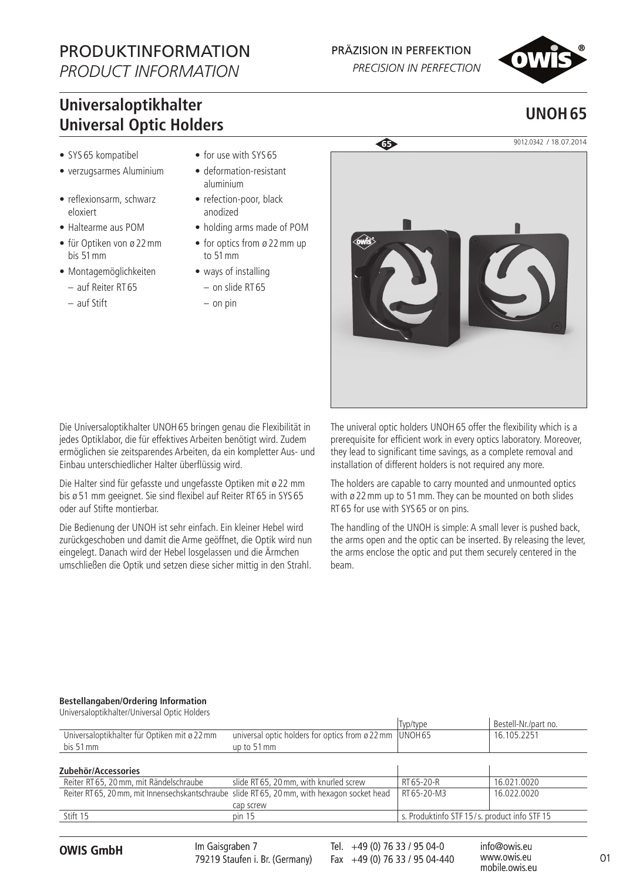# PRODUKTINFORMATION
*PRODUCT INFORMATION*

PRÄZISION IN PERFEKTION
*PRECISION IN PERFECTION*

## Universaloptikhalter
## Universal Optic Holders

**UNOH 65**

9012.0342 / 18.07.2014

- SYS 65 kompatibel
- verzugsarmes Aluminium
- reflexionsarm, schwarz eloxiert
- Haltearme aus POM
- für Optiken von ø 22 mm bis 51 mm
- Montagemöglichkeiten
  - auf Reiter RT 65
  - auf Stift

- for use with SYS 65
- deformation-resistant aluminium
- refection-poor, black anodized
- holding arms made of POM
- for optics from ø 22 mm up to 51 mm
- ways of installing
  - on slide RT 65
  - on pin

Die Universaloptikhalter UNOH 65 bringen genau die Flexibilität in jedes Optiklabor, die für effektives Arbeiten benötigt wird. Zudem ermöglichen sie zeitsparendes Arbeiten, da ein kompletter Aus- und Einbau unterschiedlicher Halter überflüssig wird.

Die Halter sind für gefasste und ungefasste Optiken mit ø 22 mm bis ø 51 mm geeignet. Sie sind flexibel auf Reiter RT 65 in SYS 65 oder auf Stifte montierbar.

Die Bedienung der UNOH ist sehr einfach. Ein kleiner Hebel wird zurückgeschoben und damit die Arme geöffnet, die Optik wird nun eingelegt. Danach wird der Hebel losgelassen und die Ärmchen umschließen die Optik und setzen diese sicher mittig in den Strahl.

The univeral optic holders UNOH 65 offer the flexibility which is a prerequisite for efficient work in every optics laboratory. Moreover, they lead to significant time savings, as a complete removal and installation of different holders is not required any more.

The holders are capable to carry mounted and unmounted optics with ø 22 mm up to 51 mm. They can be mounted on both slides RT 65 for use with SYS 65 or on pins.

The handling of the UNOH is simple: A small lever is pushed back, the arms open and the optic can be inserted. By releasing the lever, the arms enclose the optic and put them securely centered in the beam.

**Bestellangaben/Ordering Information**

Universaloptikhalter/Universal Optic Holders

| | | Typ/type | Bestell-Nr./part no. |
|---|---|---|---|
| Universaloptikhalter für Optiken mit ø 22 mm bis 51 mm | universal optic holders for optics from ø 22 mm up to 51 mm | UNOH 65 | 16.105.2251 |

**Zubehör/Accessories**

| | | | |
|---|---|---|---|
| Reiter RT 65, 20 mm, mit Rändelschraube | slide RT 65, 20 mm, with knurled screw | RT 65-20-R | 16.021.0020 |
| Reiter RT 65, 20 mm, mit Innensechskantschraube | slide RT 65, 20 mm, with hexagon socket head cap screw | RT 65-20-M3 | 16.022.0020 |
| Stift 15 | pin 15 | s. Produktinfo STF 15 / s. product info STF 15 | |

**OWIS GmbH** Im Gaisgraben 7, 79219 Staufen i. Br. (Germany) Tel. +49 (0) 76 33 / 95 04-0 Fax +49 (0) 76 33 / 95 04-440 info@owis.eu www.owis.eu mobile.owis.eu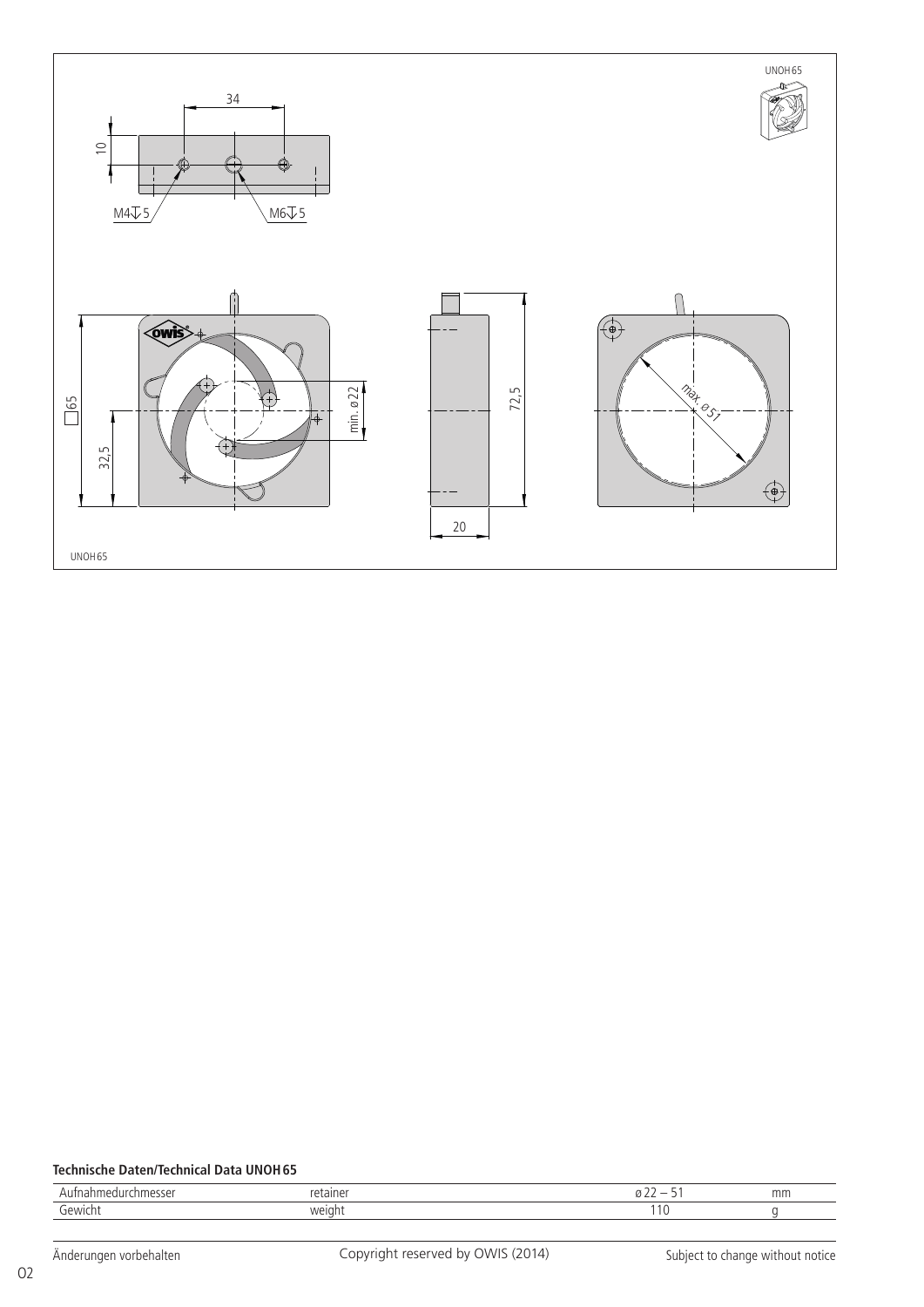UNOH 65

34

10

M4↧5

M6↧5

65

32,5

min. ø22

72,5

20

max. ø51

UNOH 65

**Technische Daten/Technical Data UNOH 65**

| | | | |
|---|---|---|---|
| Aufnahmedurchmesser | retainer | ø 22 – 51 | mm |
| Gewicht | weight | 110 | g |

Änderungen vorbehalten — Copyright reserved by OWIS (2014) — Subject to change without notice